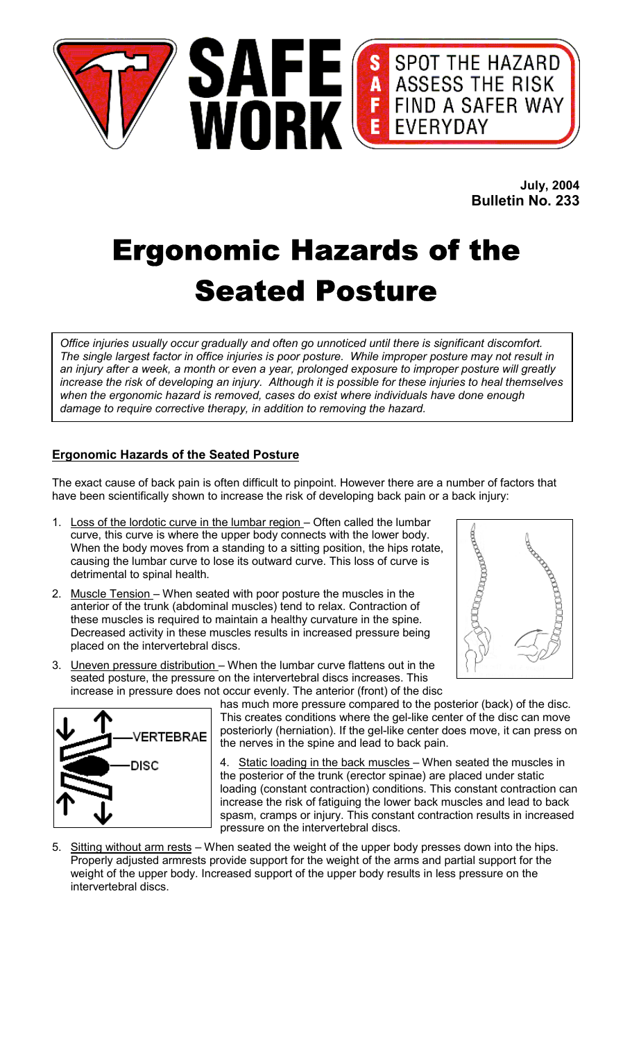SAFE WORK

S SPOT THE HAZARD
A ASSESS THE RISK
F FIND A SAFER WAY
E EVERYDAY

**July, 2004**
**Bulletin No. 233**

# Ergonomic Hazards of the Seated Posture

*Office injuries usually occur gradually and often go unnoticed until there is significant discomfort. The single largest factor in office injuries is poor posture. While improper posture may not result in an injury after a week, a month or even a year, prolonged exposure to improper posture will greatly increase the risk of developing an injury. Although it is possible for these injuries to heal themselves when the ergonomic hazard is removed, cases do exist where individuals have done enough damage to require corrective therapy, in addition to removing the hazard.*

## Ergonomic Hazards of the Seated Posture

The exact cause of back pain is often difficult to pinpoint. However there are a number of factors that have been scientifically shown to increase the risk of developing back pain or a back injury:

1. Loss of the lordotic curve in the lumbar region – Often called the lumbar curve, this curve is where the upper body connects with the lower body. When the body moves from a standing to a sitting position, the hips rotate, causing the lumbar curve to lose its outward curve. This loss of curve is detrimental to spinal health.
2. Muscle Tension – When seated with poor posture the muscles in the anterior of the trunk (abdominal muscles) tend to relax. Contraction of these muscles is required to maintain a healthy curvature in the spine. Decreased activity in these muscles results in increased pressure being placed on the intervertebral discs.
3. Uneven pressure distribution – When the lumbar curve flattens out in the seated posture, the pressure on the intervertebral discs increases. This increase in pressure does not occur evenly. The anterior (front) of the disc has much more pressure compared to the posterior (back) of the disc. This creates conditions where the gel-like center of the disc can move posteriorly (herniation). If the gel-like center does move, it can press on the nerves in the spine and lead to back pain.

VERTEBRAE
DISC

4. Static loading in the back muscles – When seated the muscles in the posterior of the trunk (erector spinae) are placed under static loading (constant contraction) conditions. This constant contraction can increase the risk of fatiguing the lower back muscles and lead to back spasm, cramps or injury. This constant contraction results in increased pressure on the intervertebral discs.
5. Sitting without arm rests – When seated the weight of the upper body presses down into the hips. Properly adjusted armrests provide support for the weight of the arms and partial support for the weight of the upper body. Increased support of the upper body results in less pressure on the intervertebral discs.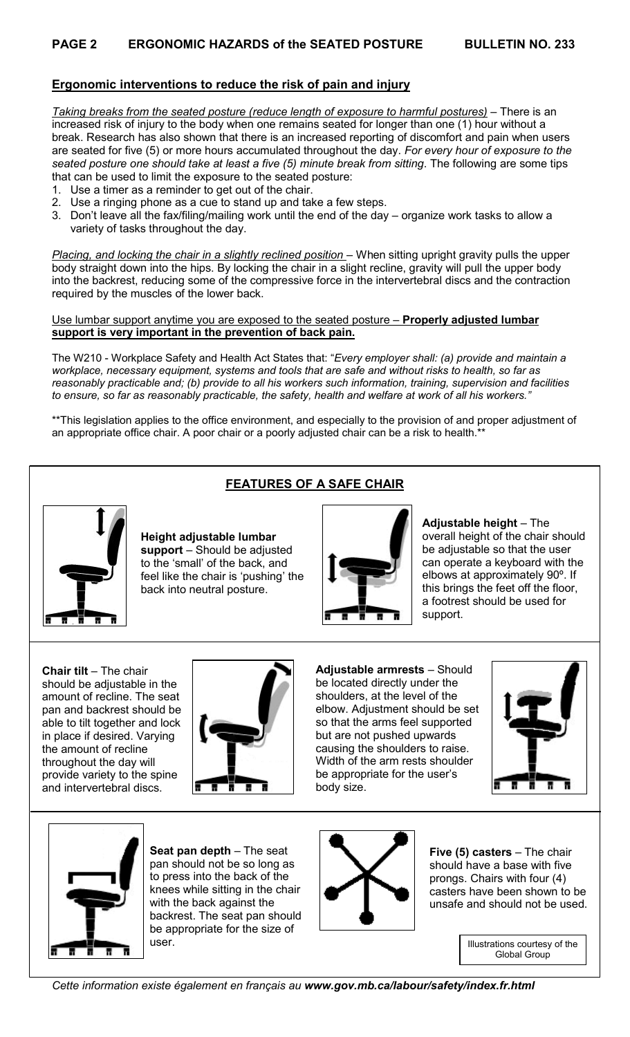## Ergonomic interventions to reduce the risk of pain and injury

*Taking breaks from the seated posture (reduce length of exposure to harmful postures)* – There is an increased risk of injury to the body when one remains seated for longer than one (1) hour without a break. Research has also shown that there is an increased reporting of discomfort and pain when users are seated for five (5) or more hours accumulated throughout the day. *For every hour of exposure to the seated posture one should take at least a five (5) minute break from sitting*. The following are some tips that can be used to limit the exposure to the seated posture:

1. Use a timer as a reminder to get out of the chair.
2. Use a ringing phone as a cue to stand up and take a few steps.
3. Don't leave all the fax/filing/mailing work until the end of the day – organize work tasks to allow a variety of tasks throughout the day.

*Placing, and locking the chair in a slightly reclined position* – When sitting upright gravity pulls the upper body straight down into the hips. By locking the chair in a slight recline, gravity will pull the upper body into the backrest, reducing some of the compressive force in the intervertebral discs and the contraction required by the muscles of the lower back.

Use lumbar support anytime you are exposed to the seated posture – **Properly adjusted lumbar support is very important in the prevention of back pain.**

The W210 - Workplace Safety and Health Act States that: "*Every employer shall: (a) provide and maintain a workplace, necessary equipment, systems and tools that are safe and without risks to health, so far as reasonably practicable and; (b) provide to all his workers such information, training, supervision and facilities to ensure, so far as reasonably practicable, the safety, health and welfare at work of all his workers.*"

**This legislation applies to the office environment, and especially to the provision of and proper adjustment of an appropriate office chair. A poor chair or a poorly adjusted chair can be a risk to health.**

## FEATURES OF A SAFE CHAIR

**Height adjustable lumbar support** – Should be adjusted to the 'small' of the back, and feel like the chair is 'pushing' the back into neutral posture.

**Adjustable height** – The overall height of the chair should be adjustable so that the user can operate a keyboard with the elbows at approximately 90º. If this brings the feet off the floor, a footrest should be used for support.

**Chair tilt** – The chair should be adjustable in the amount of recline. The seat pan and backrest should be able to tilt together and lock in place if desired. Varying the amount of recline throughout the day will provide variety to the spine and intervertebral discs.

**Adjustable armrests** – Should be located directly under the shoulders, at the level of the elbow. Adjustment should be set so that the arms feel supported but are not pushed upwards causing the shoulders to raise. Width of the arm rests shoulder be appropriate for the user's body size.

**Seat pan depth** – The seat pan should not be so long as to press into the back of the knees while sitting in the chair with the back against the backrest. The seat pan should be appropriate for the size of user.

**Five (5) casters** – The chair should have a base with five prongs. Chairs with four (4) casters have been shown to be unsafe and should not be used.

Illustrations courtesy of the Global Group

*Cette information existe également en français au **www.gov.mb.ca/labour/safety/index.fr.html***